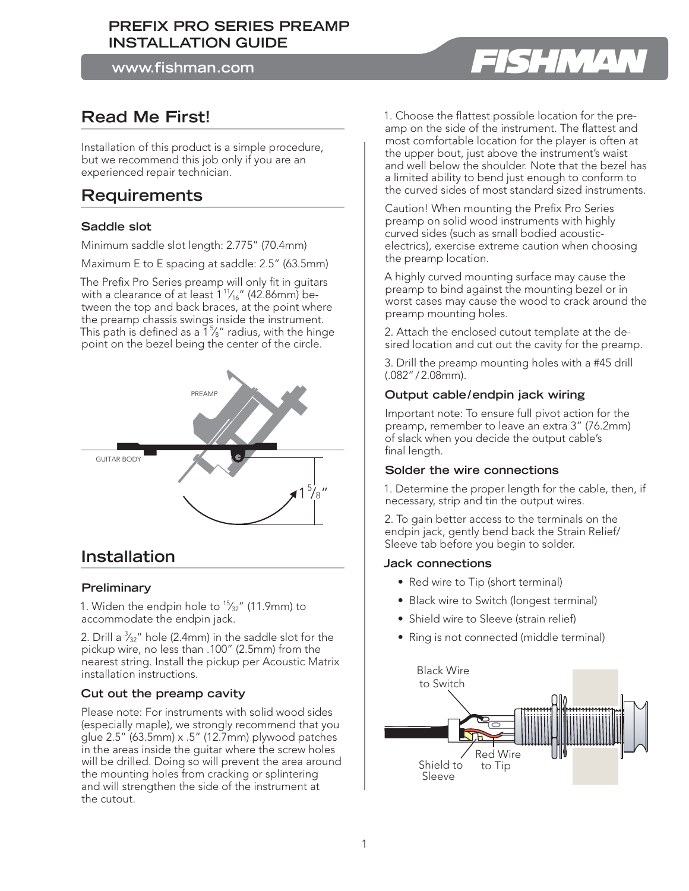# PREFIX PRO SERIES PREAMP INSTALLATION GUIDE

www.fishman.com

## Read Me First!

Installation of this product is a simple procedure, but we recommend this job only if you are an experienced repair technician.

## Requirements

### Saddle slot

Minimum saddle slot length: 2.775" (70.4mm)

Maximum E to E spacing at saddle: 2.5" (63.5mm)

The Prefix Pro Series preamp will only fit in guitars with a clearance of at least 1 11⁄16" (42.86mm) between the top and back braces, at the point where the preamp chassis swings inside the instrument. This path is defined as a 1 5⁄8" radius, with the hinge point on the bezel being the center of the circle.

## Installation

### Preliminary

1. Widen the endpin hole to 15⁄32" (11.9mm) to accommodate the endpin jack.

2. Drill a 3⁄32" hole (2.4mm) in the saddle slot for the pickup wire, no less than .100" (2.5mm) from the nearest string. Install the pickup per Acoustic Matrix installation instructions.

### Cut out the preamp cavity

Please note: For instruments with solid wood sides (especially maple), we strongly recommend that you glue 2.5" (63.5mm) x .5" (12.7mm) plywood patches in the areas inside the guitar where the screw holes will be drilled. Doing so will prevent the area around the mounting holes from cracking or splintering and will strengthen the side of the instrument at the cutout.

1. Choose the flattest possible location for the preamp on the side of the instrument. The flattest and most comfortable location for the player is often at the upper bout, just above the instrument's waist and well below the shoulder. Note that the bezel has a limited ability to bend just enough to conform to the curved sides of most standard sized instruments.

Caution! When mounting the Prefix Pro Series preamp on solid wood instruments with highly curved sides (such as small bodied acoustic-electrics), exercise extreme caution when choosing the preamp location.

A highly curved mounting surface may cause the preamp to bind against the mounting bezel or in worst cases may cause the wood to crack around the preamp mounting holes.

2. Attach the enclosed cutout template at the desired location and cut out the cavity for the preamp.

3. Drill the preamp mounting holes with a #45 drill (.082" / 2.08mm).

### Output cable/endpin jack wiring

Important note: To ensure full pivot action for the preamp, remember to leave an extra 3" (76.2mm) of slack when you decide the output cable's final length.

### Solder the wire connections

1. Determine the proper length for the cable, then, if necessary, strip and tin the output wires.

2. To gain better access to the terminals on the endpin jack, gently bend back the Strain Relief/ Sleeve tab before you begin to solder.

### Jack connections

- Red wire to Tip (short terminal)
- Black wire to Switch (longest terminal)
- Shield wire to Sleeve (strain relief)
- Ring is not connected (middle terminal)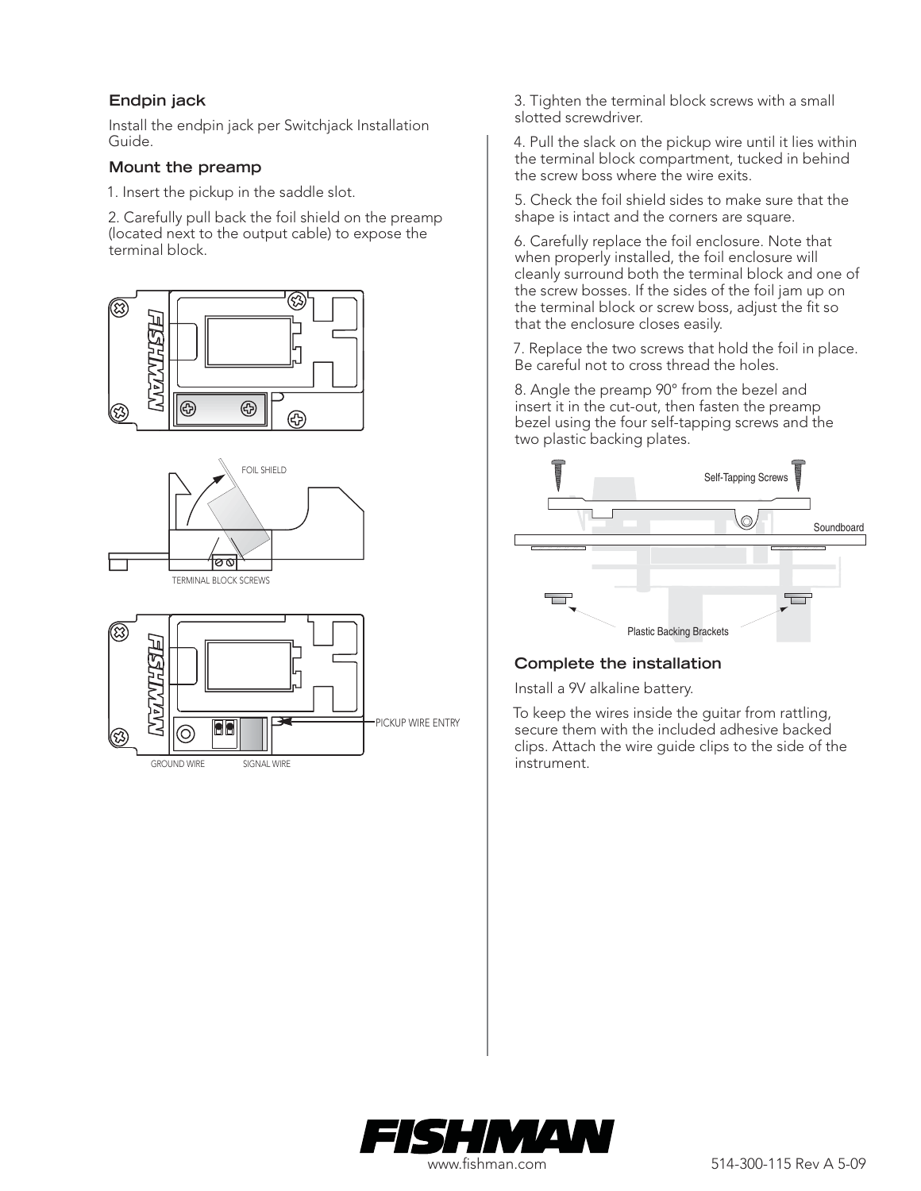## Endpin jack

Install the endpin jack per Switchjack Installation Guide.

## Mount the preamp

1. Insert the pickup in the saddle slot.

2. Carefully pull back the foil shield on the preamp (located next to the output cable) to expose the terminal block.

FOIL SHIELD

TERMINAL BLOCK SCREWS

PICKUP WIRE ENTRY

GROUND WIRE

SIGNAL WIRE

3. Tighten the terminal block screws with a small slotted screwdriver.

4. Pull the slack on the pickup wire until it lies within the terminal block compartment, tucked in behind the screw boss where the wire exits.

5. Check the foil shield sides to make sure that the shape is intact and the corners are square.

6. Carefully replace the foil enclosure. Note that when properly installed, the foil enclosure will cleanly surround both the terminal block and one of the screw bosses. If the sides of the foil jam up on the terminal block or screw boss, adjust the fit so that the enclosure closes easily.

7. Replace the two screws that hold the foil in place. Be careful not to cross thread the holes.

8. Angle the preamp 90° from the bezel and insert it in the cut-out, then fasten the preamp bezel using the four self-tapping screws and the two plastic backing plates.

Self-Tapping Screws

Soundboard

Plastic Backing Brackets

## Complete the installation

Install a 9V alkaline battery.

To keep the wires inside the guitar from rattling, secure them with the included adhesive backed clips. Attach the wire guide clips to the side of the instrument.

www.fishman.com

514-300-115 Rev A 5-09